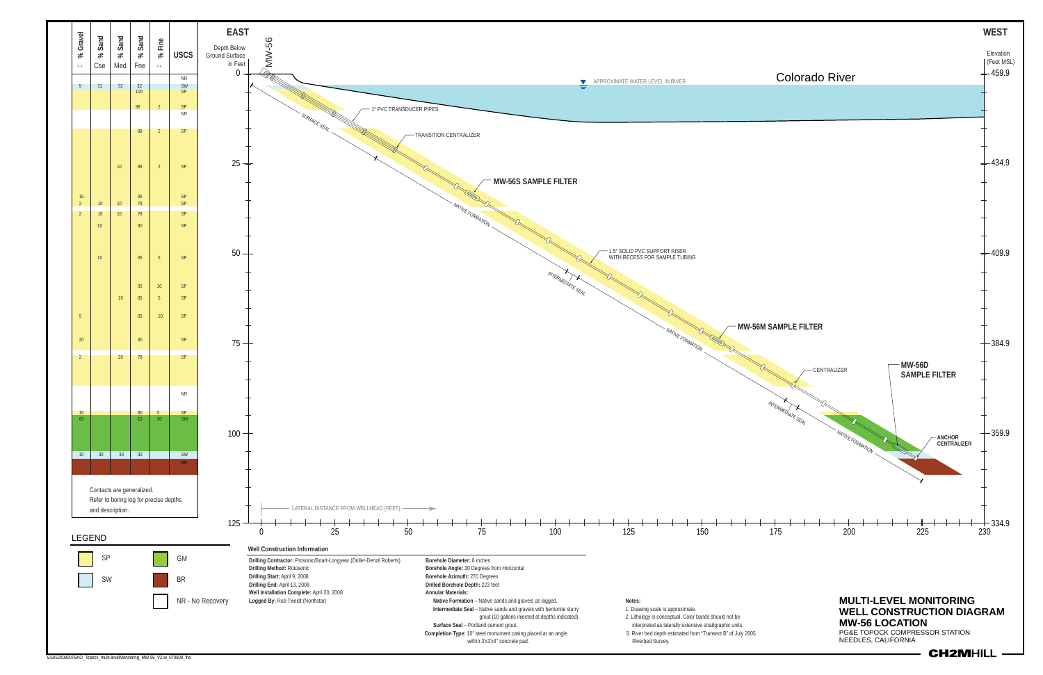# MULTI-LEVEL MONITORING WELL CONSTRUCTION DIAGRAM MW-56 LOCATION

PG&E TOPOCK COMPRESSOR STATION
NEEDLES, CALIFORNIA

CH2MHILL

| % Gravel | % Sand Cse | % Sand Med | % Sand Fne | % Fine | USCS |
|---|---|---|---|---|---|
| | | | | | NR |
| 5 | 31 | 32 | 32 | | SW |
| | | | 100 | | SP |
| | | | 98 | 2 | SP |
| | | | | | NR |
| | | | 98 | 2 | SP |
| | | 10 | 88 | 2 | SP |
| 15 | | | 85 | | SP |
| 2 | 10 | 10 | 78 | | SP |
| 2 | 10 | 10 | 78 | | SP |
| | 10 | | 90 | | SP |
| | 10 | | 85 | 5 | SP |
| | | | 90 | 10 | SP |
| | | 10 | 85 | 5 | SP |
| 5 | | | 85 | 10 | SP |
| 20 | | | 80 | | SP |
| 2 | | 20 | 78 | | SP |
| | | | | | NR |
| 15 | | | 80 | 5 | SP |
| 60 | | | 10 | 30 | GM |
| 10 | 30 | 30 | 30 | | SW |
| | | | | | BR |

Contacts are generalized.
Refer to boring log for precise depths and description.

**LEGEND**

- SP
- SW
- GM
- BR
- NR - No Recovery

**EAST** — **WEST**

Depth Below Ground Surface in Feet: 0, 25, 50, 75, 100, 125

Elevation (Feet MSL): 459.9, 434.9, 409.9, 384.9, 359.9, 334.9

LATERAL DISTANCE FROM WELLHEAD (FEET): 0, 25, 50, 75, 100, 125, 150, 175, 200, 225, 230

Diagram labels: MW-56; Colorado River; APPROXIMATE WATER LEVEL IN RIVER; 1" PVC TRANSDUCER PIPES; SURFACE SEAL; TRANSITION CENTRALIZER; MW-56S SAMPLE FILTER; NATIVE FORMATION; 1.5" SOLID PVC SUPPORT RISER WITH RECESS FOR SAMPLE TUBING; INTERMEDIATE SEAL; MW-56M SAMPLE FILTER; CENTRALIZER; MW-56D SAMPLE FILTER; ANCHOR CENTRALIZER

**Well Construction Information**

**Drilling Contractor:** Prosonic/Boart-Longyear (Driller-Denzil Roberts)
**Drilling Method:** Rotosonic
**Drilling Start:** April 9, 2008
**Drilling End:** April 13, 2008
**Well Installation Complete:** April 20, 2008
**Logged By:** Rob Tweidt (Northstar)

**Borehole Diameter:** 6 inches
**Borehole Angle:** 30 Degrees from Horizontal
**Borehole Azimuth:** 270 Degrees
**Drilled Borehole Depth:** 223 feet
**Annular Materials:**
**Native Formation** – Native sands and gravels as logged.
**Intermediate Seal** – Native sands and gravels with bentonite slurry grout (10 gallons injected at depths indicated).
**Surface Seal** – Portland cement grout.
**Completion Type:** 10" steel monument casing placed at an angle within 3'x3'x4" concrete pad.

**Notes:**
1. Drawing scale is approximate.
2. Lithology is conceptual. Color bands should not be interpreted as laterally extensive stratigraphic units.
3. River bed depth estimated from "Transect B" of July 2005 Riverbed Survey.

ES052008007BAO_Topock_multi-levelMonitoring_MW-56_V2.ai_070808_lho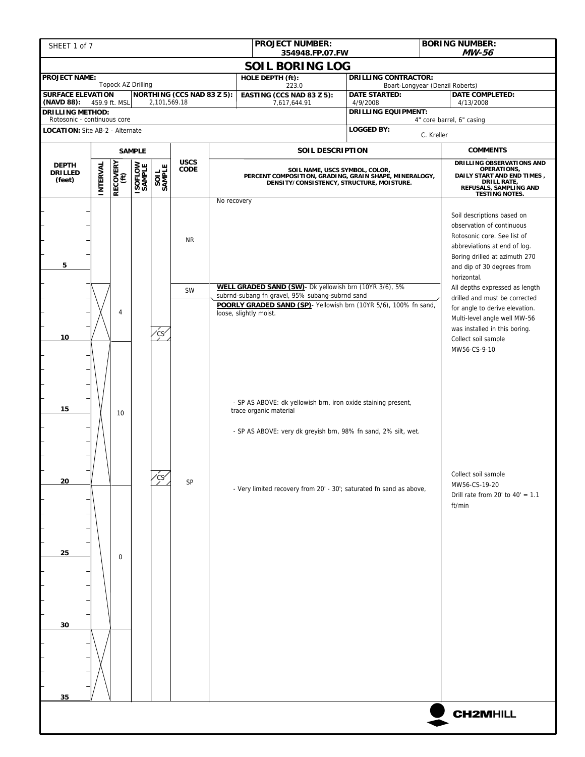SHEET 1 of 7

**PROJECT NUMBER:** 354948.FP.07.FW

**BORING NUMBER:** *MW-56*

# SOIL BORING LOG

| | | | |
|---|---|---|---|
| **PROJECT NAME:** Topock AZ Drilling | | **HOLE DEPTH (ft):** 223.0 | **DRILLING CONTRACTOR:** Boart-Longyear (Denzil Roberts) |
| **SURFACE ELEVATION (NAVD 88):** 459.9 ft. MSL | **NORTHING (CCS NAD 83 Z 5):** 2,101,569.18 | **EASTING (CCS NAD 83 Z 5):** 7,617,644.91 | **DATE STARTED:** 4/9/2008 — **DATE COMPLETED:** 4/13/2008 |
| **DRILLING METHOD:** Rotosonic - continuous core | | | **DRILLING EQUIPMENT:** 4" core barrel, 6" casing |
| **LOCATION:** Site AB-2 - Alternate | | | **LOGGED BY:** C. Kreller |

| DEPTH DRILLED (feet) | INTERVAL | RECOVERY (ft) | ISOFLOW SAMPLE | SOIL SAMPLE | USCS CODE | SOIL DESCRIPTION (SOIL NAME, USCS SYMBOL, COLOR, PERCENT COMPOSITION, GRADING, GRAIN SHAPE, MINERALOGY, DENSITY/CONSISTENCY, STRUCTURE, MOISTURE.) | COMMENTS (DRILLING OBSERVATIONS AND OPERATIONS, DAILY START AND END TIMES, DRILL RATE, REFUSALS, SAMPLING AND TESTING NOTES.) |
|---|---|---|---|---|---|---|---|
| 0–6 | | | | | NR | No recovery | Soil descriptions based on observation of continuous Rotosonic core. See list of abbreviations at end of log. Boring drilled at azimuth 270 and dip of 30 degrees from horizontal. |
| 6–7 | 6–10 | 4 | | | SW | **WELL GRADED SAND (SW)**- Dk yellowish brn (10YR 3/6), 5% subrnd-subang fn gravel, 95% subang-subrnd sand | All depths expressed as length drilled and must be corrected for angle to derive elevation. |
| 7–10 | | | | CS (9–10) | SP | **POORLY GRADED SAND (SP)**- Yellowish brn (10YR 5/6), 100% fn sand, loose, slightly moist. | Multi-level angle well MW-56 was installed in this boring. Collect soil sample MW56-CS-9-10 |
| ~15 | 10–20 | 10 | | | SP | - SP AS ABOVE: dk yellowish brn, iron oxide staining present, trace organic material | |
| ~16 | | | | | SP | - SP AS ABOVE: very dk greyish brn, 98% fn sand, 2% silt, wet. | |
| 19–20 | | | | CS (19–20) | SP | | Collect soil sample MW56-CS-19-20 |
| 20–30 | 20–30 | 0 | | | SP | - Very limited recovery from 20' - 30'; saturated fn sand as above, | Drill rate from 20' to 40' = 1.1 ft/min |
| 30–35 | 30–35 | | | | | | |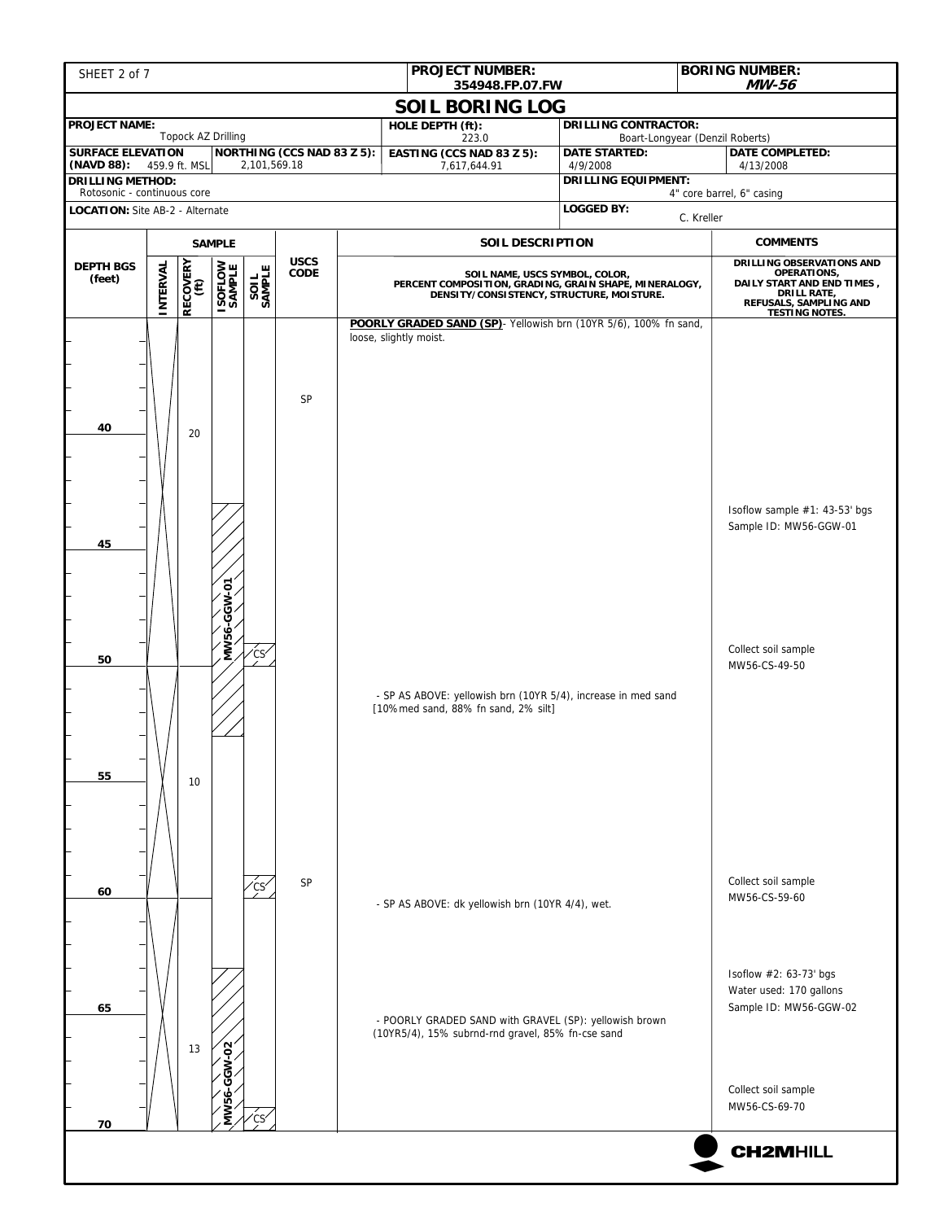**PROJECT NUMBER:** 354948.FP.07.FW

**BORING NUMBER:** *MW-56*

# SOIL BORING LOG

| | | | |
|---|---|---|---|
| **PROJECT NAME:** Topock AZ Drilling | **HOLE DEPTH (ft):** 223.0 | **DRILLING CONTRACTOR:** Boart-Longyear (Denzil Roberts) | |
| **SURFACE ELEVATION (NAVD 88):** 459.9 ft. MSL | **NORTHING (CCS NAD 83 Z 5):** 2,101,569.18 | **EASTING (CCS NAD 83 Z 5):** 7,617,644.91 | **DATE STARTED:** 4/9/2008 / **DATE COMPLETED:** 4/13/2008 |
| **DRILLING METHOD:** Rotosonic - continuous core | | **DRILLING EQUIPMENT:** 4" core barrel, 6" casing | |
| **LOCATION:** Site AB-2 - Alternate | | **LOGGED BY:** C. Kreller | |

| DEPTH BGS (feet) | SAMPLE INTERVAL | RECOVERY (ft) | ISOFLOW SAMPLE | SOIL SAMPLE | USCS CODE | SOIL DESCRIPTION (SOIL NAME, USCS SYMBOL, COLOR, PERCENT COMPOSITION, GRADING, GRAIN SHAPE, MINERALOGY, DENSITY/CONSISTENCY, STRUCTURE, MOISTURE.) | COMMENTS (DRILLING OBSERVATIONS AND OPERATIONS, DAILY START AND END TIMES, DRILL RATE, REFUSALS, SAMPLING AND TESTING NOTES.) |
|---|---|---|---|---|---|---|---|
| 35–50 | X | 20 | | | SP | **POORLY GRADED SAND (SP)**- Yellowish brn (10YR 5/6), 100% fn sand, loose, slightly moist. | |
| 43–53 | | | MW56-GGW-01 | | | | Isoflow sample #1: 43-53' bgs<br>Sample ID: MW56-GGW-01 |
| 49–50 | | | | CS | | | Collect soil sample MW56-CS-49-50 |
| 50–60 | X | 10 | | | | - SP AS ABOVE: yellowish brn (10YR 5/4), increase in med sand [10% med sand, 88% fn sand, 2% silt] | |
| 59–60 | | | | CS | SP | | Collect soil sample MW56-CS-59-60 |
| 60–70 | X | 13 | | | | - SP AS ABOVE: dk yellowish brn (10YR 4/4), wet. | |
| 63–73 | | | MW56-GGW-02 | | | | Isoflow #2: 63-73' bgs<br>Water used: 170 gallons<br>Sample ID: MW56-GGW-02 |
| 65 | | | | | | - POORLY GRADED SAND with GRAVEL (SP): yellowish brown (10YR5/4), 15% subrnd-rnd gravel, 85% fn-cse sand | |
| 69–70 | | | | CS | | | Collect soil sample MW56-CS-69-70 |

CH2MHILL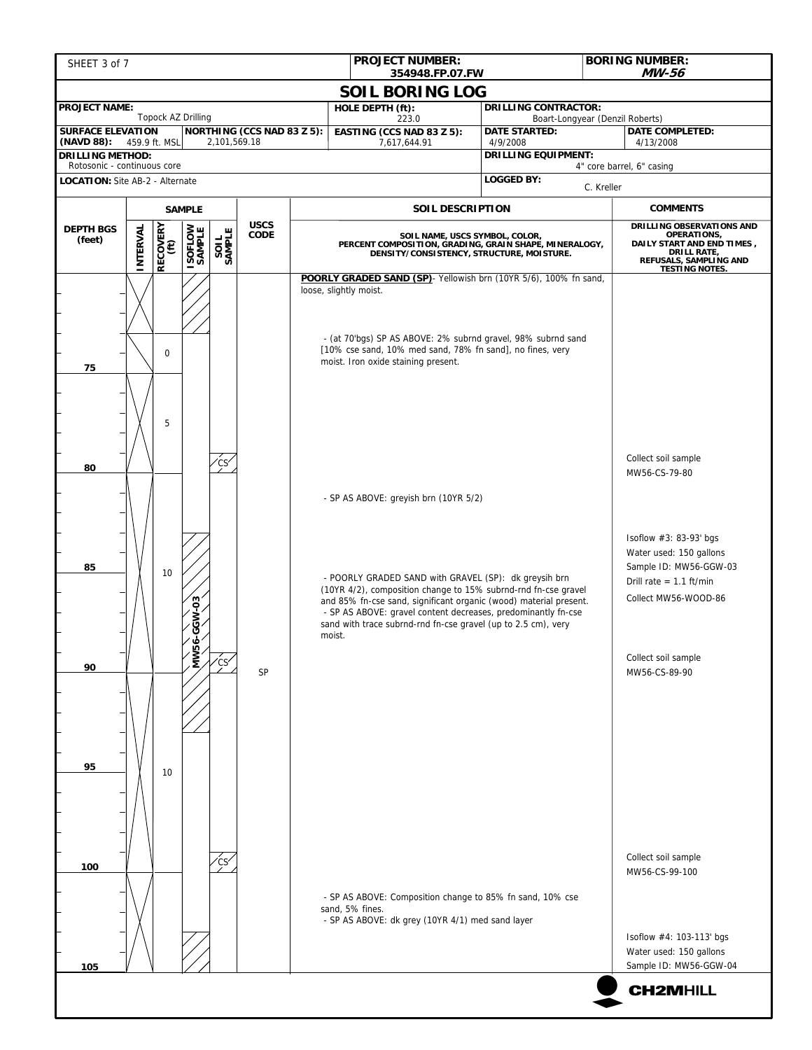| PROJECT NUMBER: 354948.FP.07.FW | BORING NUMBER: MW-56 |
|---|---|

## SOIL BORING LOG

| | | | |
|---|---|---|---|
| **PROJECT NAME:** Topock AZ Drilling | **HOLE DEPTH (ft):** 223.0 | **DRILLING CONTRACTOR:** Boart-Longyear (Denzil Roberts) | |
| **SURFACE ELEVATION (NAVD 88):** 459.9 ft. MSL | **NORTHING (CCS NAD 83 Z 5):** 2,101,569.18 | **EASTING (CCS NAD 83 Z 5):** 7,617,644.91 | **DATE STARTED:** 4/9/2008 / **DATE COMPLETED:** 4/13/2008 |
| **DRILLING METHOD:** Rotosonic - continuous core | | **DRILLING EQUIPMENT:** 4" core barrel, 6" casing | |
| **LOCATION:** Site AB-2 - Alternate | | **LOGGED BY:** C. Kreller | |

| DEPTH BGS (feet) | INTERVAL | RECOVERY (ft) | ISOFLOW SAMPLE | SOIL SAMPLE | USCS CODE | SOIL DESCRIPTION (SOIL NAME, USCS SYMBOL, COLOR, PERCENT COMPOSITION, GRADING, GRAIN SHAPE, MINERALOGY, DENSITY/CONSISTENCY, STRUCTURE, MOISTURE.) | COMMENTS (DRILLING OBSERVATIONS AND OPERATIONS, DAILY START AND END TIMES, DRILL RATE, REFUSALS, SAMPLING AND TESTING NOTES.) |
|---|---|---|---|---|---|---|---|
| | | | | | | **POORLY GRADED SAND (SP)**- Yellowish brn (10YR 5/6), 100% fn sand, loose, slightly moist. | |
| | | | | | | - (at 70'bgs) SP AS ABOVE: 2% subrnd gravel, 98% subrnd sand [10% cse sand, 10% med sand, 78% fn sand], no fines, very moist. Iron oxide staining present. | |
| 75 | | 0 | | | | | |
| | | 5 | | | | | |
| 80 | | | | CS | | | Collect soil sample MW56-CS-79-80 |
| | | | | | | - SP AS ABOVE: greyish brn (10YR 5/2) | |
| | | | | | | | Isoflow #3: 83-93' bgs<br>Water used: 150 gallons<br>Sample ID: MW56-GGW-03<br>Drill rate = 1.1 ft/min |
| 85 | | 10 | MW56-GGW-03 | | | - POORLY GRADED SAND with GRAVEL (SP): dk greysih brn (10YR 4/2), composition change to 15% subrnd-rnd fn-cse gravel and 85% fn-cse sand, significant organic (wood) material present.<br>- SP AS ABOVE: gravel content decreases, predominantly fn-cse sand with trace subrnd-rnd fn-cse gravel (up to 2.5 cm), very moist. | Collect MW56-WOOD-86 |
| 90 | | | | CS | SP | | Collect soil sample MW56-CS-89-90 |
| 95 | | 10 | | | | | |
| 100 | | | | CS | | | Collect soil sample MW56-CS-99-100 |
| | | | | | | - SP AS ABOVE: Composition change to 85% fn sand, 10% cse sand, 5% fines.<br>- SP AS ABOVE: dk grey (10YR 4/1) med sand layer | |
| 105 | | | | | | | Isoflow #4: 103-113' bgs<br>Water used: 150 gallons<br>Sample ID: MW56-GGW-04 |

CH2MHILL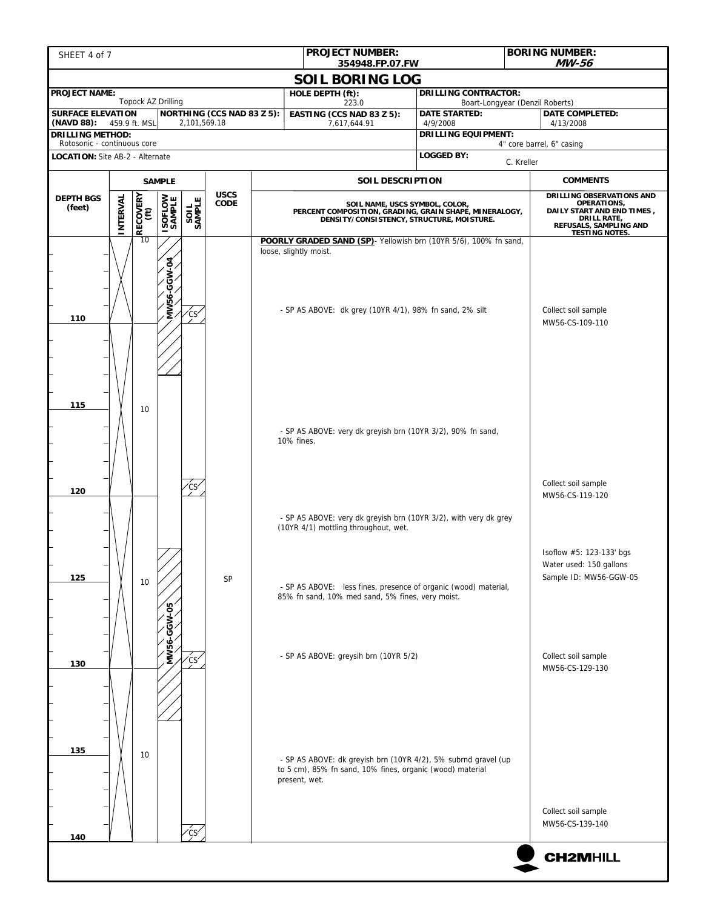| PROJECT NUMBER: | BORING NUMBER: |
|---|---|
| 354948.FP.07.FW | MW-56 |

## SOIL BORING LOG

| PROJECT NAME: Topock AZ Drilling | | HOLE DEPTH (ft): 223.0 | DRILLING CONTRACTOR: Boart-Longyear (Denzil Roberts) | |
|---|---|---|---|---|
| SURFACE ELEVATION (NAVD 88): 459.9 ft. MSL | NORTHING (CCS NAD 83 Z 5): 2,101,569.18 | EASTING (CCS NAD 83 Z 5): 7,617,644.91 | DATE STARTED: 4/9/2008 | DATE COMPLETED: 4/13/2008 |
| DRILLING METHOD: Rotosonic - continuous core | | | DRILLING EQUIPMENT: 4" core barrel, 6" casing | |
| LOCATION: Site AB-2 - Alternate | | | LOGGED BY: C. Kreller | |

| DEPTH BGS (feet) | INTERVAL | RECOVERY (ft) | ISOFLOW SAMPLE | SOIL SAMPLE | USCS CODE | SOIL DESCRIPTION (SOIL NAME, USCS SYMBOL, COLOR, PERCENT COMPOSITION, GRADING, GRAIN SHAPE, MINERALOGY, DENSITY/CONSISTENCY, STRUCTURE, MOISTURE.) | COMMENTS (DRILLING OBSERVATIONS AND OPERATIONS, DAILY START AND END TIMES, DRILL RATE, REFUSALS, SAMPLING AND TESTING NOTES.) |
|---|---|---|---|---|---|---|---|
| | | 10 | MW56-GGW-04 | | | **POORLY GRADED SAND (SP)**- Yellowish brn (10YR 5/6), 100% fn sand, loose, slightly moist. | |
| 110 | | | | CS | | - SP AS ABOVE: dk grey (10YR 4/1), 98% fn sand, 2% silt | Collect soil sample MW56-CS-109-110 |
| 115 | | 10 | | | | - SP AS ABOVE: very dk greyish brn (10YR 3/2), 90% fn sand, 10% fines. | |
| 120 | | | | CS | | | Collect soil sample MW56-CS-119-120 |
| | | | | | | - SP AS ABOVE: very dk greyish brn (10YR 3/2), with very dk grey (10YR 4/1) mottling throughout, wet. | Isoflow #5: 123-133' bgs<br>Water used: 150 gallons<br>Sample ID: MW56-GGW-05 |
| 125 | | 10 | MW56-GGW-05 | | SP | - SP AS ABOVE: less fines, presence of organic (wood) material, 85% fn sand, 10% med sand, 5% fines, very moist. | |
| 130 | | | | CS | | - SP AS ABOVE: greysih brn (10YR 5/2) | Collect soil sample MW56-CS-129-130 |
| 135 | | 10 | | | | - SP AS ABOVE: dk greyish brn (10YR 4/2), 5% subrnd gravel (up to 5 cm), 85% fn sand, 10% fines, organic (wood) material present, wet. | |
| 140 | | | | CS | | | Collect soil sample MW56-CS-139-140 |

CH2MHILL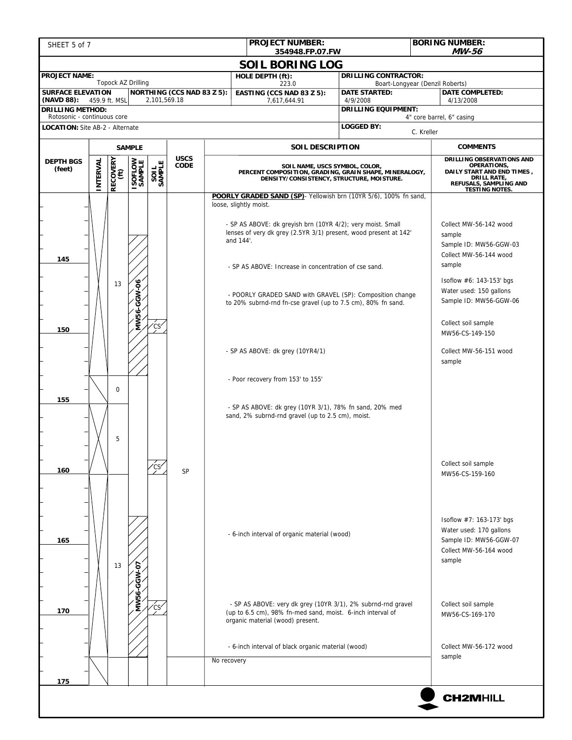**PROJECT NUMBER:** 354948.FP.07.FW

**BORING NUMBER:** *MW-56*

# SOIL BORING LOG

| | | | |
|---|---|---|---|
| **PROJECT NAME:** Topock AZ Drilling | | **HOLE DEPTH (ft):** 223.0 | **DRILLING CONTRACTOR:** Boart-Longyear (Denzil Roberts) |
| **SURFACE ELEVATION (NAVD 88):** 459.9 ft. MSL | **NORTHING (CCS NAD 83 Z 5):** 2,101,569.18 | **EASTING (CCS NAD 83 Z 5):** 7,617,644.91 | **DATE STARTED:** 4/9/2008 — **DATE COMPLETED:** 4/13/2008 |
| **DRILLING METHOD:** Rotosonic - continuous core | | | **DRILLING EQUIPMENT:** 4" core barrel, 6" casing |
| **LOCATION:** Site AB-2 - Alternate | | | **LOGGED BY:** C. Kreller |

| DEPTH BGS (feet) | INTERVAL | RECOVERY (ft) | ISOFLOW SAMPLE | SOIL SAMPLE | USCS CODE | SOIL DESCRIPTION (SOIL NAME, USCS SYMBOL, COLOR, PERCENT COMPOSITION, GRADING, GRAIN SHAPE, MINERALOGY, DENSITY/CONSISTENCY, STRUCTURE, MOISTURE.) | COMMENTS (DRILLING OBSERVATIONS AND OPERATIONS, DAILY START AND END TIMES, DRILL RATE, REFUSALS, SAMPLING AND TESTING NOTES.) |
|---|---|---|---|---|---|---|---|
| 140–143 | | | | | | **POORLY GRADED SAND (SP)**- Yellowish brn (10YR 5/6), 100% fn sand, loose, slightly moist. | |
| | | | | | | - SP AS ABOVE: dk greyish brn (10YR 4/2); very moist. Small lenses of very dk grey (2.5YR 3/1) present, wood present at 142' and 144'. | Collect MW-56-142 wood sample<br>Sample ID: MW56-GGW-03<br>Collect MW-56-144 wood sample |
| 145 | | 13 | MW56-GGW-06 | | | - SP AS ABOVE: Increase in concentration of cse sand. | |
| | | | | | | - POORLY GRADED SAND with GRAVEL (SP): Composition change to 20% subrnd-rnd fn-cse gravel (up to 7.5 cm), 80% fn sand. | Isoflow #6: 143-153' bgs<br>Water used: 150 gallons<br>Sample ID: MW56-GGW-06 |
| 150 | | | | CS | | | Collect soil sample MW56-CS-149-150 |
| | | | | | | - SP AS ABOVE: dk grey (10YR4/1) | Collect MW-56-151 wood sample |
| 153–155 | | 0 | | | | - Poor recovery from 153' to 155' | |
| 155 | | 5 | | | | - SP AS ABOVE: dk grey (10YR 3/1), 78% fn sand, 20% med sand, 2% subrnd-rnd gravel (up to 2.5 cm), moist. | |
| 160 | | | | CS | SP | | Collect soil sample MW56-CS-159-160 |
| 163 | | 13 | MW56-GGW-07 | | | | Isoflow #7: 163-173' bgs<br>Water used: 170 gallons<br>Sample ID: MW56-GGW-07 |
| 165 | | | | | | - 6-inch interval of organic material (wood) | Collect MW-56-164 wood sample |
| 170 | | | | CS | | - SP AS ABOVE: very dk grey (10YR 3/1), 2% subrnd-rnd gravel (up to 6.5 cm), 98% fn-med sand, moist. 6-inch interval of organic material (wood) present. | Collect soil sample MW56-CS-169-170 |
| | | | | | | - 6-inch interval of black organic material (wood) | Collect MW-56-172 wood sample |
| 173–175 | | | | | | No recovery | |

CH2MHILL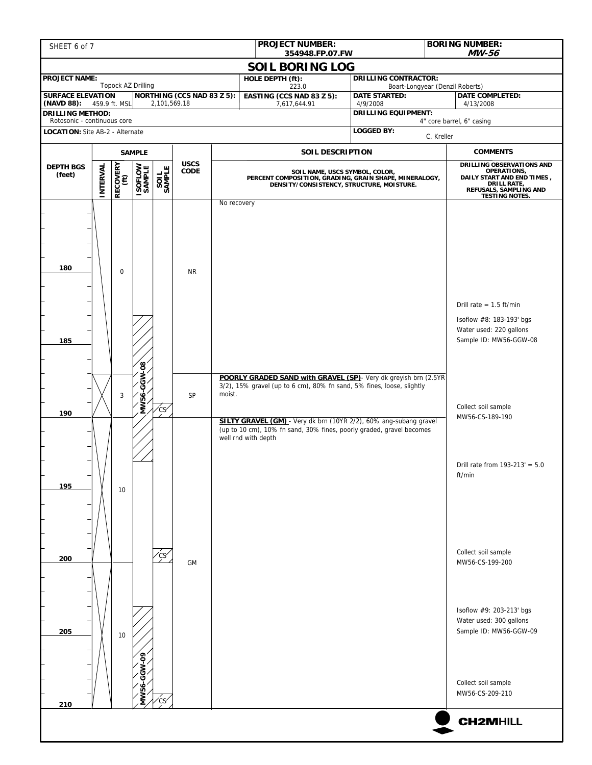| SHEET 6 of 7 | PROJECT NUMBER: 354948.FP.07.FW | BORING NUMBER: *MW-56* |
|---|---|---|

## SOIL BORING LOG

| PROJECT NAME: Topock AZ Drilling | | HOLE DEPTH (ft): 223.0 | DRILLING CONTRACTOR: Boart-Longyear (Denzil Roberts) | |
|---|---|---|---|---|
| SURFACE ELEVATION (NAVD 88): 459.9 ft. MSL | NORTHING (CCS NAD 83 Z 5): 2,101,569.18 | EASTING (CCS NAD 83 Z 5): 7,617,644.91 | DATE STARTED: 4/9/2008 | DATE COMPLETED: 4/13/2008 |
| DRILLING METHOD: Rotosonic - continuous core | | | DRILLING EQUIPMENT: 4" core barrel, 6" casing | |
| LOCATION: Site AB-2 - Alternate | | | LOGGED BY: C. Kreller | |

| DEPTH BGS (feet) | RECOVERY (ft) | ISOFLOW SAMPLE | SOIL SAMPLE | USCS CODE | SOIL DESCRIPTION (SOIL NAME, USCS SYMBOL, COLOR, PERCENT COMPOSITION, GRADING, GRAIN SHAPE, MINERALOGY, DENSITY/CONSISTENCY, STRUCTURE, MOISTURE.) | COMMENTS (DRILLING OBSERVATIONS AND OPERATIONS, DAILY START AND END TIMES, DRILL RATE, REFUSALS, SAMPLING AND TESTING NOTES.) |
|---|---|---|---|---|---|---|
| ~176–188 | 0 | MW56-GGW-08 (183–193) | | NR | No recovery | Drill rate = 1.5 ft/min<br>Isoflow #8: 183-193' bgs<br>Water used: 220 gallons<br>Sample ID: MW56-GGW-08 |
| 188–190 | 3 | | CS | SP | **POORLY GRADED SAND with GRAVEL (SP)**- Very dk greyish brn (2.5YR 3/2), 15% gravel (up to 6 cm), 80% fn sand, 5% fines, loose, slightly moist. | Collect soil sample MW56-CS-189-190 |
| 190–200 | 10 | | CS | GM | **SILTY GRAVEL (GM)** - Very dk brn (10YR 2/2), 60% ang-subang gravel (up to 10 cm), 10% fn sand, 30% fines, poorly graded, gravel becomes well rnd with depth | Drill rate from 193-213' = 5.0 ft/min<br>Collect soil sample MW56-CS-199-200 |
| 200–210 | 10 | MW56-GGW-09 (203–213) | CS | | | Isoflow #9: 203-213' bgs<br>Water used: 300 gallons<br>Sample ID: MW56-GGW-09<br>Collect soil sample MW56-CS-209-210 |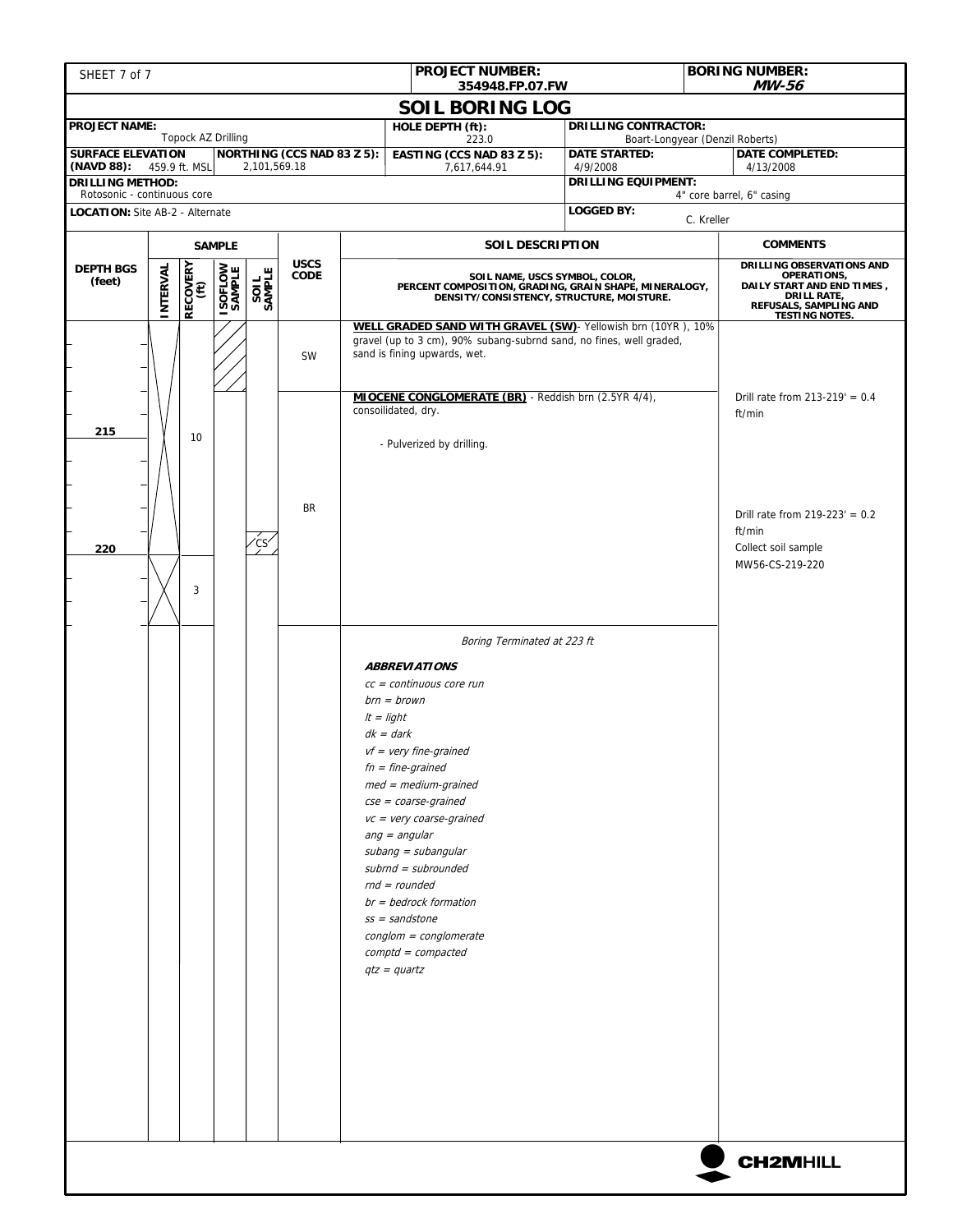| PROJECT NUMBER: 354948.FP.07.FW | BORING NUMBER: MW-56 |
|---|---|

# SOIL BORING LOG

| | | | |
|---|---|---|---|
| **PROJECT NAME:** Topock AZ Drilling | **HOLE DEPTH (ft):** 223.0 | **DRILLING CONTRACTOR:** Boart-Longyear (Denzil Roberts) | |
| **SURFACE ELEVATION (NAVD 88):** 459.9 ft. MSL | **NORTHING (CCS NAD 83 Z 5):** 2,101,569.18 | **EASTING (CCS NAD 83 Z 5):** 7,617,644.91 | **DATE STARTED:** 4/9/2008 / **DATE COMPLETED:** 4/13/2008 |
| **DRILLING METHOD:** Rotosonic - continuous core | | **DRILLING EQUIPMENT:** 4" core barrel, 6" casing | |
| **LOCATION:** Site AB-2 - Alternate | | **LOGGED BY:** C. Kreller | |

| DEPTH BGS (feet) | INTERVAL | RECOVERY (ft) | ISOFLOW SAMPLE | SOIL SAMPLE | USCS CODE | SOIL DESCRIPTION (SOIL NAME, USCS SYMBOL, COLOR, PERCENT COMPOSITION, GRADING, GRAIN SHAPE, MINERALOGY, DENSITY/CONSISTENCY, STRUCTURE, MOISTURE.) | COMMENTS (DRILLING OBSERVATIONS AND OPERATIONS, DAILY START AND END TIMES, DRILL RATE, REFUSALS, SAMPLING AND TESTING NOTES.) |
|---|---|---|---|---|---|---|---|
| | | | | | SW | **WELL GRADED SAND WITH GRAVEL (SW)**- Yellowish brn (10YR ), 10% gravel (up to 3 cm), 90% subang-subrnd sand, no fines, well graded, sand is fining upwards, wet. | |
| 215 | | 10 | | | BR | **MIOCENE CONGLOMERATE (BR)** - Reddish brn (2.5YR 4/4), consoilidated, dry. <br> - Pulverized by drilling. | Drill rate from 213-219' = 0.4 ft/min |
| 220 | | | | CS | | | Drill rate from 219-223' = 0.2 ft/min <br> Collect soil sample MW56-CS-219-220 |
| | | 3 | | | | | |

*Boring Terminated at 223 ft*

***ABBREVIATIONS***

*cc = continuous core run*
*brn = brown*
*lt = light*
*dk = dark*
*vf = very fine-grained*
*fn = fine-grained*
*med = medium-grained*
*cse = coarse-grained*
*vc = very coarse-grained*
*ang = angular*
*subang = subangular*
*subrnd = subrounded*
*rnd = rounded*
*br = bedrock formation*
*ss = sandstone*
*conglom = conglomerate*
*comptd = compacted*
*qtz = quartz*

CH2MHILL